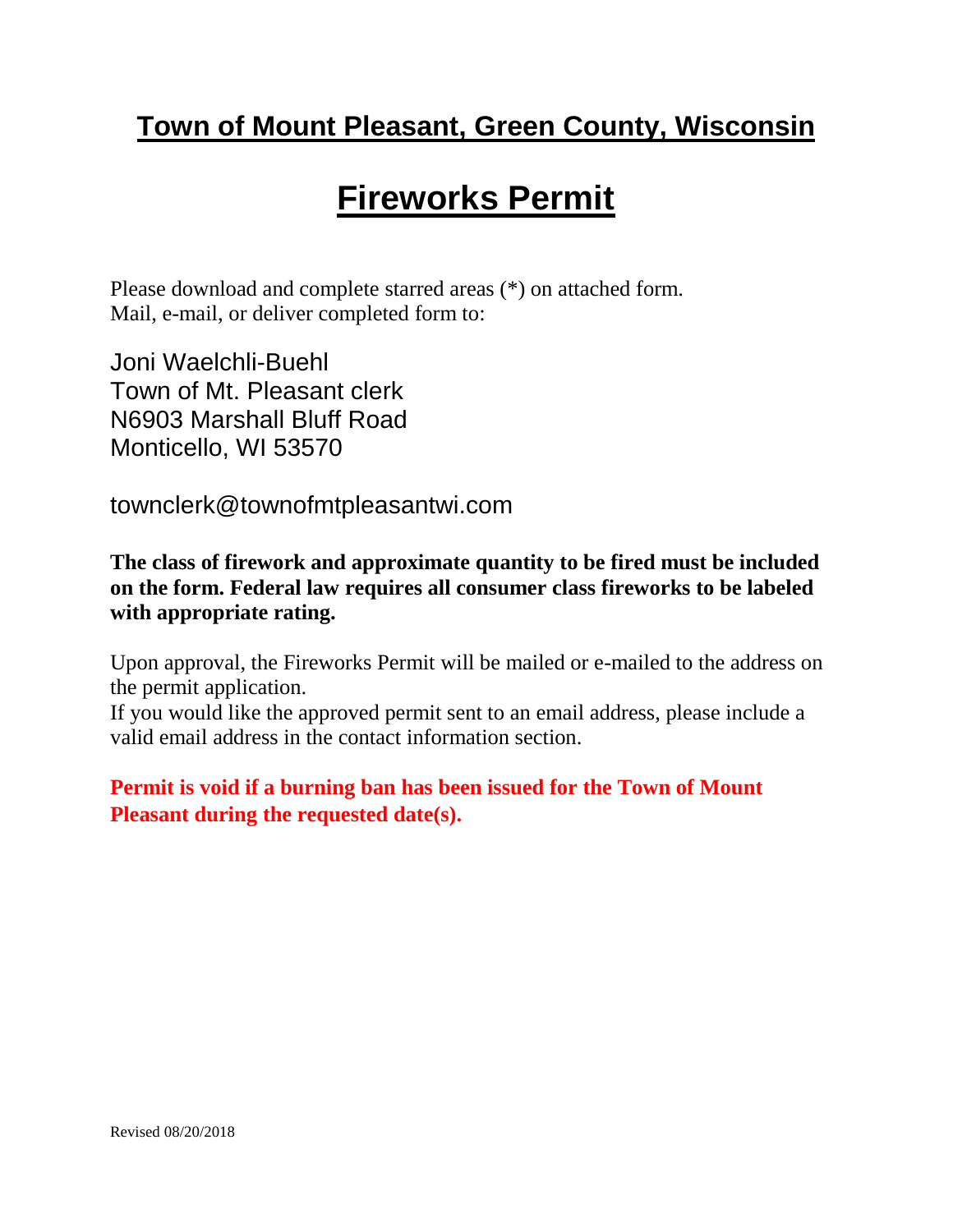# Town of Mount Pleasant, Green County, Wisconsin

# Fireworks Permit

Please download and complete starred areas (*) on attached form.
Mail, e-mail, or deliver completed form to:

Joni Waelchli-Buehl
Town of Mt. Pleasant clerk
N6903 Marshall Bluff Road
Monticello, WI 53570

townclerk@townofmtpleasantwi.com

**The class of firework and approximate quantity to be fired must be included on the form. Federal law requires all consumer class fireworks to be labeled with appropriate rating.**

Upon approval, the Fireworks Permit will be mailed or e-mailed to the address on the permit application.
If you would like the approved permit sent to an email address, please include a valid email address in the contact information section.

**Permit is void if a burning ban has been issued for the Town of Mount Pleasant during the requested date(s).**

Revised 08/20/2018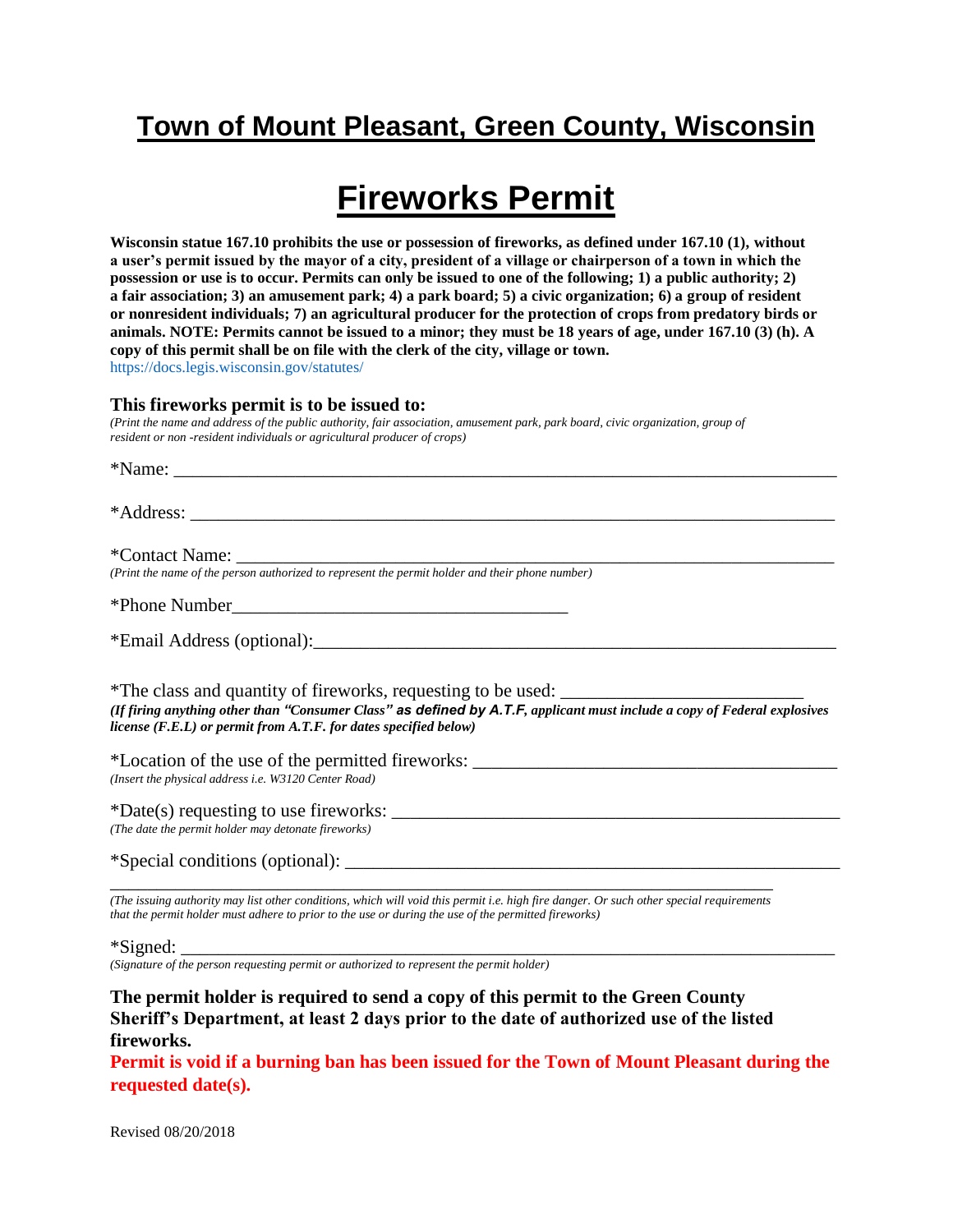# Town of Mount Pleasant, Green County, Wisconsin

# Fireworks Permit

**Wisconsin statue 167.10 prohibits the use or possession of fireworks, as defined under 167.10 (1), without a user's permit issued by the mayor of a city, president of a village or chairperson of a town in which the possession or use is to occur. Permits can only be issued to one of the following; 1) a public authority; 2) a fair association; 3) an amusement park; 4) a park board; 5) a civic organization; 6) a group of resident or nonresident individuals; 7) an agricultural producer for the protection of crops from predatory birds or animals. NOTE: Permits cannot be issued to a minor; they must be 18 years of age, under 167.10 (3) (h). A copy of this permit shall be on file with the clerk of the city, village or town.**
https://docs.legis.wisconsin.gov/statutes/

### This fireworks permit is to be issued to:

*(Print the name and address of the public authority, fair association, amusement park, park board, civic organization, group of resident or non -resident individuals or agricultural producer of crops)*

*Name: ___________________________________________________________________________

*Address: _________________________________________________________________________

*Contact Name: _____________________________________________________________________
*(Print the name of the person authorized to represent the permit holder and their phone number)*

*Phone Number_____________________________________

*Email Address (optional):_____________________________________________________________

*The class and quantity of fireworks, requesting to be used: __________________________
***(If firing anything other than "Consumer Class" as defined by A.T.F, applicant must include a copy of Federal explosives license (F.E.L) or permit from A.T.F. for dates specified below)***

*Location of the use of the permitted fireworks: ____________________________________________
*(Insert the physical address i.e. W3120 Center Road)*

*Date(s) requesting to use fireworks: ______________________________________________________
*(The date the permit holder may detonate fireworks)*

*Special conditions (optional): __________________________________________________________
__________________________________________________________________________________
*(The issuing authority may list other conditions, which will void this permit i.e. high fire danger. Or such other special requirements that the permit holder must adhere to prior to the use or during the use of the permitted fireworks)*

*Signed: __________________________________________________________________________
*(Signature of the person requesting permit or authorized to represent the permit holder)*

**The permit holder is required to send a copy of this permit to the Green County Sheriff's Department, at least 2 days prior to the date of authorized use of the listed fireworks.**

**Permit is void if a burning ban has been issued for the Town of Mount Pleasant during the requested date(s).**

Revised 08/20/2018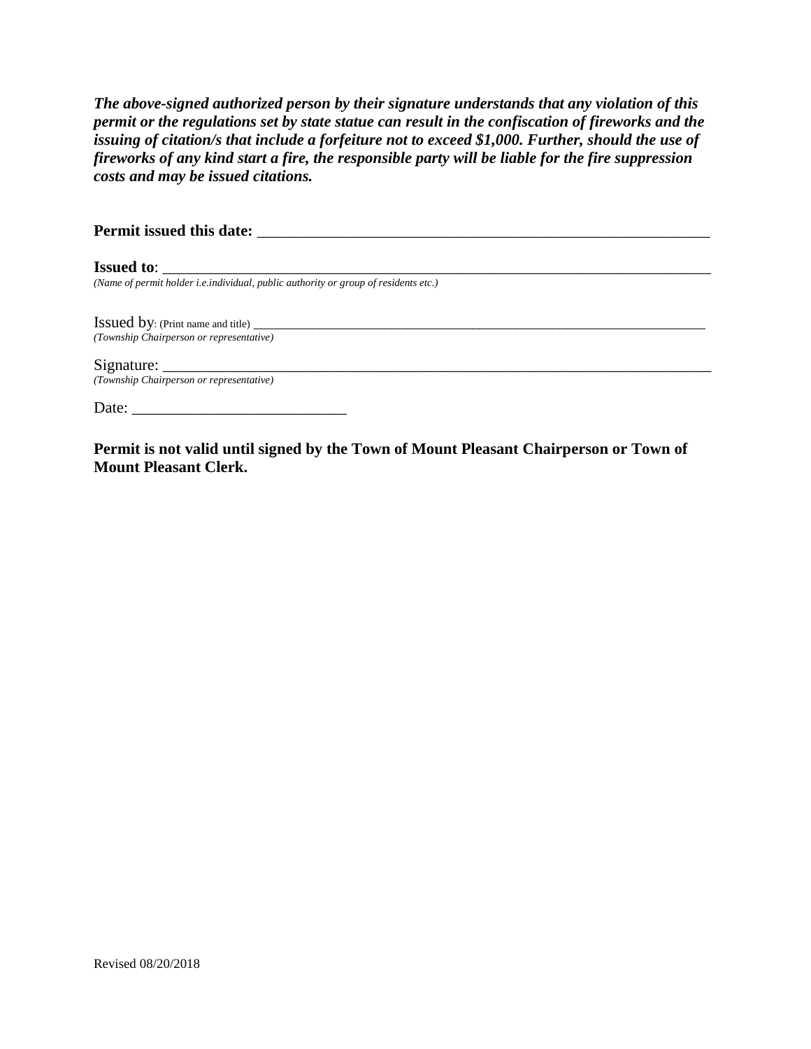***The above-signed authorized person by their signature understands that any violation of this permit or the regulations set by state statue can result in the confiscation of fireworks and the issuing of citation/s that include a forfeiture not to exceed $1,000. Further, should the use of fireworks of any kind start a fire, the responsible party will be liable for the fire suppression costs and may be issued citations.***

**Permit issued this date:** ___________________________________________________________

**Issued to**: _______________________________________________________________________
*(Name of permit holder i.e.individual, public authority or group of residents etc.)*

Issued by: (Print name and title) _________________________________________________________________
*(Township Chairperson or representative)*

Signature: _________________________________________________________________________
*(Township Chairperson or representative)*

Date: ___________________________

**Permit is not valid until signed by the Town of Mount Pleasant Chairperson or Town of Mount Pleasant Clerk.**

Revised 08/20/2018